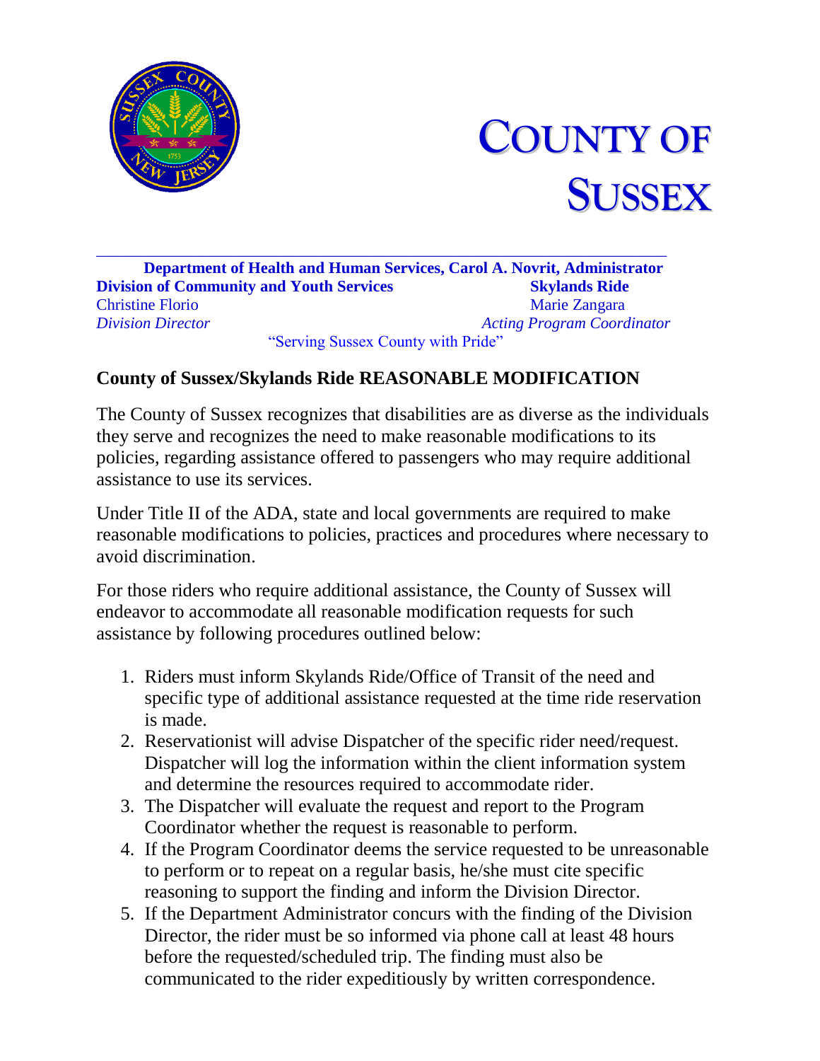# COUNTY OF SUSSEX

**Department of Health and Human Services, Carol A. Novrit, Administrator**

**Division of Community and Youth Services**
Christine Florio
*Division Director*

**Skylands Ride**
Marie Zangara
*Acting Program Coordinator*

"Serving Sussex County with Pride"

## County of Sussex/Skylands Ride REASONABLE MODIFICATION

The County of Sussex recognizes that disabilities are as diverse as the individuals they serve and recognizes the need to make reasonable modifications to its policies, regarding assistance offered to passengers who may require additional assistance to use its services.

Under Title II of the ADA, state and local governments are required to make reasonable modifications to policies, practices and procedures where necessary to avoid discrimination.

For those riders who require additional assistance, the County of Sussex will endeavor to accommodate all reasonable modification requests for such assistance by following procedures outlined below:

1. Riders must inform Skylands Ride/Office of Transit of the need and specific type of additional assistance requested at the time ride reservation is made.
2. Reservationist will advise Dispatcher of the specific rider need/request. Dispatcher will log the information within the client information system and determine the resources required to accommodate rider.
3. The Dispatcher will evaluate the request and report to the Program Coordinator whether the request is reasonable to perform.
4. If the Program Coordinator deems the service requested to be unreasonable to perform or to repeat on a regular basis, he/she must cite specific reasoning to support the finding and inform the Division Director.
5. If the Department Administrator concurs with the finding of the Division Director, the rider must be so informed via phone call at least 48 hours before the requested/scheduled trip. The finding must also be communicated to the rider expeditiously by written correspondence.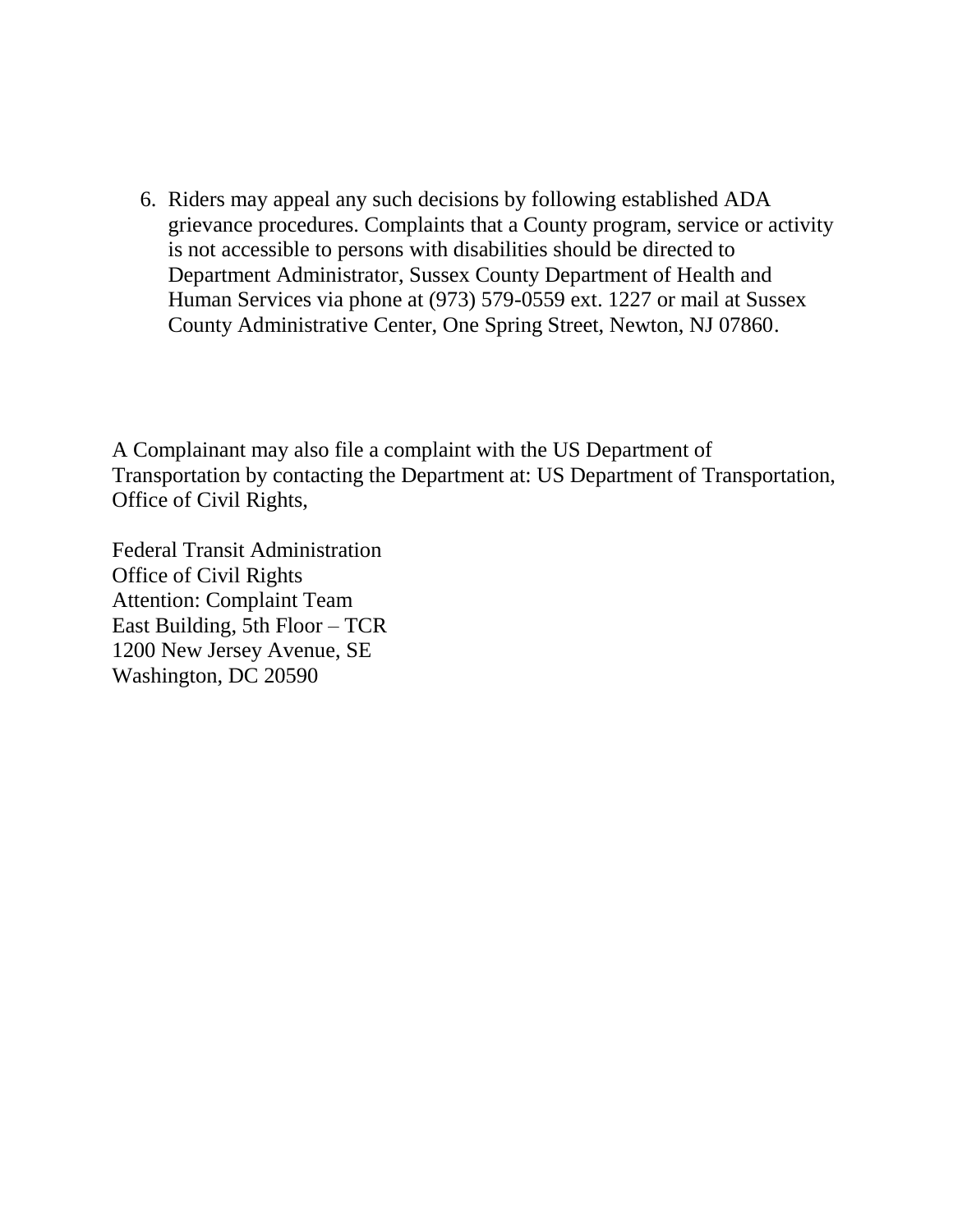6. Riders may appeal any such decisions by following established ADA grievance procedures. Complaints that a County program, service or activity is not accessible to persons with disabilities should be directed to Department Administrator, Sussex County Department of Health and Human Services via phone at (973) 579-0559 ext. 1227 or mail at Sussex County Administrative Center, One Spring Street, Newton, NJ 07860.

A Complainant may also file a complaint with the US Department of Transportation by contacting the Department at: US Department of Transportation, Office of Civil Rights,

Federal Transit Administration  
Office of Civil Rights  
Attention: Complaint Team  
East Building, 5th Floor – TCR  
1200 New Jersey Avenue, SE  
Washington, DC 20590